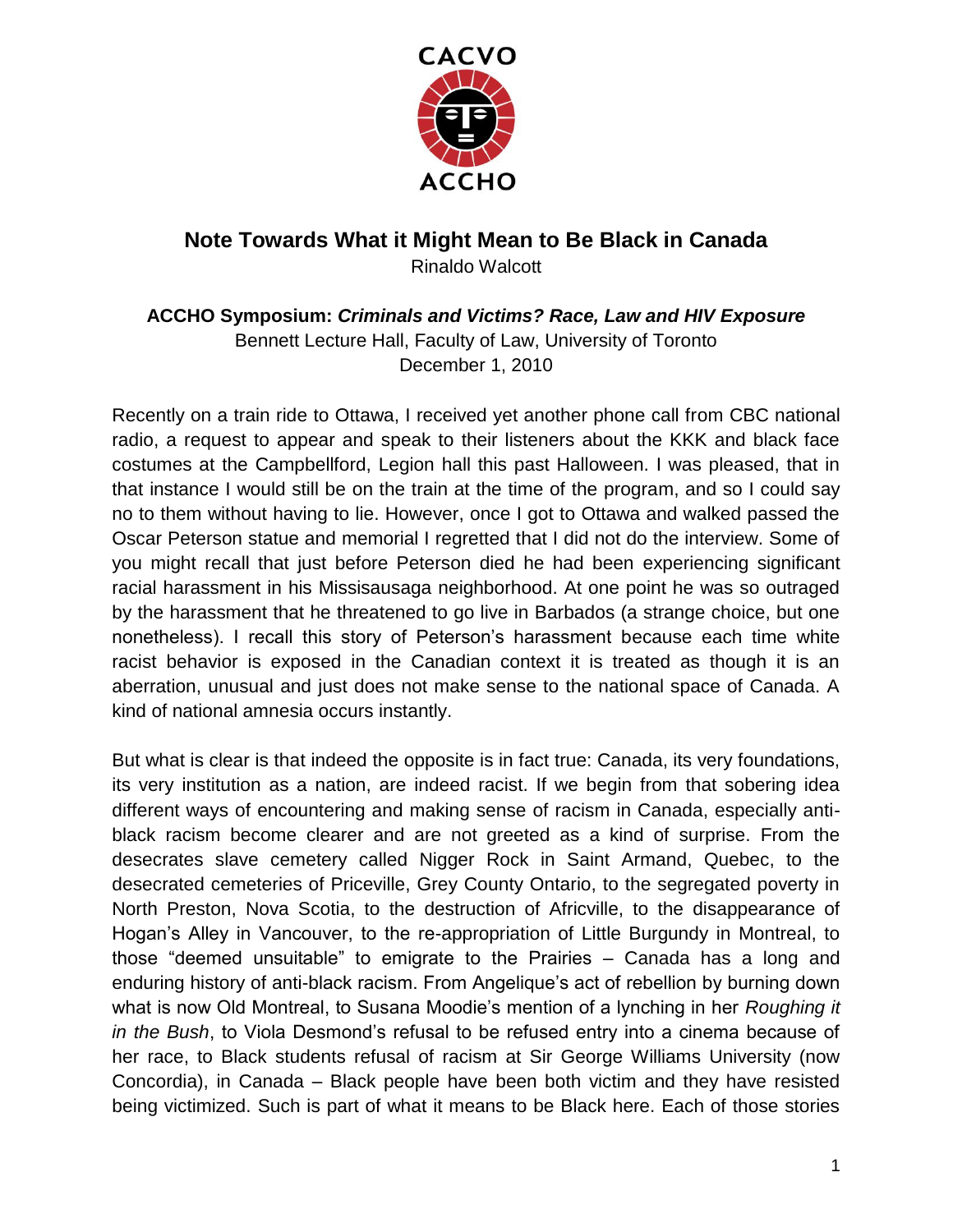CACVO

ACCHO

# Note Towards What it Might Mean to Be Black in Canada

Rinaldo Walcott

**ACCHO Symposium: *Criminals and Victims? Race, Law and HIV Exposure***

Bennett Lecture Hall, Faculty of Law, University of Toronto

December 1, 2010

Recently on a train ride to Ottawa, I received yet another phone call from CBC national radio, a request to appear and speak to their listeners about the KKK and black face costumes at the Campbellford, Legion hall this past Halloween. I was pleased, that in that instance I would still be on the train at the time of the program, and so I could say no to them without having to lie. However, once I got to Ottawa and walked passed the Oscar Peterson statue and memorial I regretted that I did not do the interview. Some of you might recall that just before Peterson died he had been experiencing significant racial harassment in his Missisausaga neighborhood. At one point he was so outraged by the harassment that he threatened to go live in Barbados (a strange choice, but one nonetheless). I recall this story of Peterson's harassment because each time white racist behavior is exposed in the Canadian context it is treated as though it is an aberration, unusual and just does not make sense to the national space of Canada. A kind of national amnesia occurs instantly.

But what is clear is that indeed the opposite is in fact true: Canada, its very foundations, its very institution as a nation, are indeed racist. If we begin from that sobering idea different ways of encountering and making sense of racism in Canada, especially anti-black racism become clearer and are not greeted as a kind of surprise. From the desecrates slave cemetery called Nigger Rock in Saint Armand, Quebec, to the desecrated cemeteries of Priceville, Grey County Ontario, to the segregated poverty in North Preston, Nova Scotia, to the destruction of Africville, to the disappearance of Hogan's Alley in Vancouver, to the re-appropriation of Little Burgundy in Montreal, to those "deemed unsuitable" to emigrate to the Prairies – Canada has a long and enduring history of anti-black racism. From Angelique's act of rebellion by burning down what is now Old Montreal, to Susana Moodie's mention of a lynching in her *Roughing it in the Bush*, to Viola Desmond's refusal to be refused entry into a cinema because of her race, to Black students refusal of racism at Sir George Williams University (now Concordia), in Canada – Black people have been both victim and they have resisted being victimized. Such is part of what it means to be Black here. Each of those stories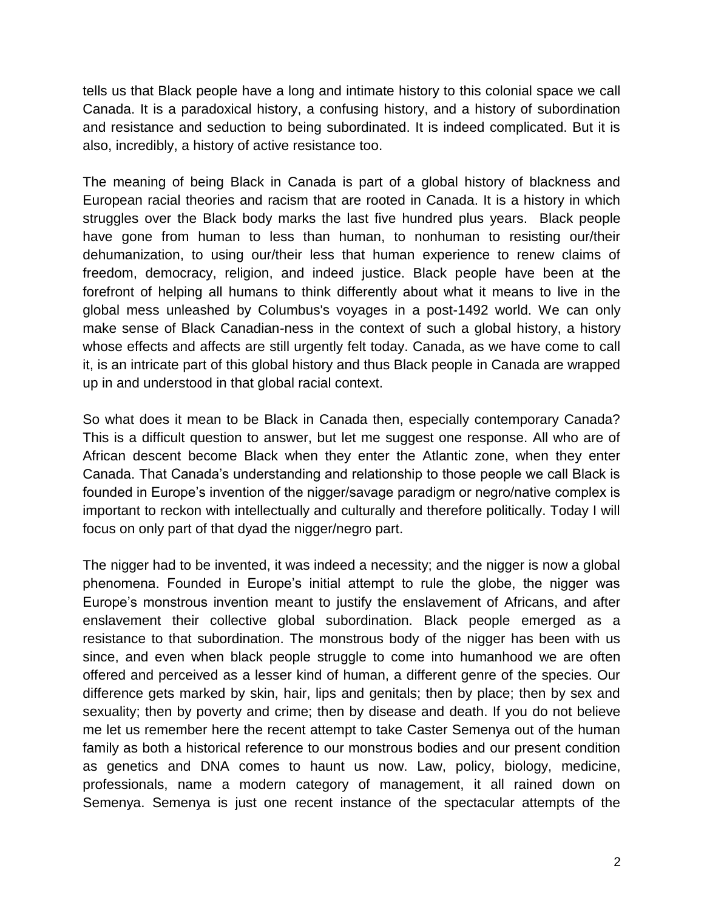tells us that Black people have a long and intimate history to this colonial space we call Canada. It is a paradoxical history, a confusing history, and a history of subordination and resistance and seduction to being subordinated. It is indeed complicated. But it is also, incredibly, a history of active resistance too.

The meaning of being Black in Canada is part of a global history of blackness and European racial theories and racism that are rooted in Canada. It is a history in which struggles over the Black body marks the last five hundred plus years. Black people have gone from human to less than human, to nonhuman to resisting our/their dehumanization, to using our/their less that human experience to renew claims of freedom, democracy, religion, and indeed justice. Black people have been at the forefront of helping all humans to think differently about what it means to live in the global mess unleashed by Columbus's voyages in a post-1492 world. We can only make sense of Black Canadian-ness in the context of such a global history, a history whose effects and affects are still urgently felt today. Canada, as we have come to call it, is an intricate part of this global history and thus Black people in Canada are wrapped up in and understood in that global racial context.

So what does it mean to be Black in Canada then, especially contemporary Canada? This is a difficult question to answer, but let me suggest one response. All who are of African descent become Black when they enter the Atlantic zone, when they enter Canada. That Canada's understanding and relationship to those people we call Black is founded in Europe's invention of the nigger/savage paradigm or negro/native complex is important to reckon with intellectually and culturally and therefore politically. Today I will focus on only part of that dyad the nigger/negro part.

The nigger had to be invented, it was indeed a necessity; and the nigger is now a global phenomena. Founded in Europe's initial attempt to rule the globe, the nigger was Europe's monstrous invention meant to justify the enslavement of Africans, and after enslavement their collective global subordination. Black people emerged as a resistance to that subordination. The monstrous body of the nigger has been with us since, and even when black people struggle to come into humanhood we are often offered and perceived as a lesser kind of human, a different genre of the species. Our difference gets marked by skin, hair, lips and genitals; then by place; then by sex and sexuality; then by poverty and crime; then by disease and death. If you do not believe me let us remember here the recent attempt to take Caster Semenya out of the human family as both a historical reference to our monstrous bodies and our present condition as genetics and DNA comes to haunt us now. Law, policy, biology, medicine, professionals, name a modern category of management, it all rained down on Semenya. Semenya is just one recent instance of the spectacular attempts of the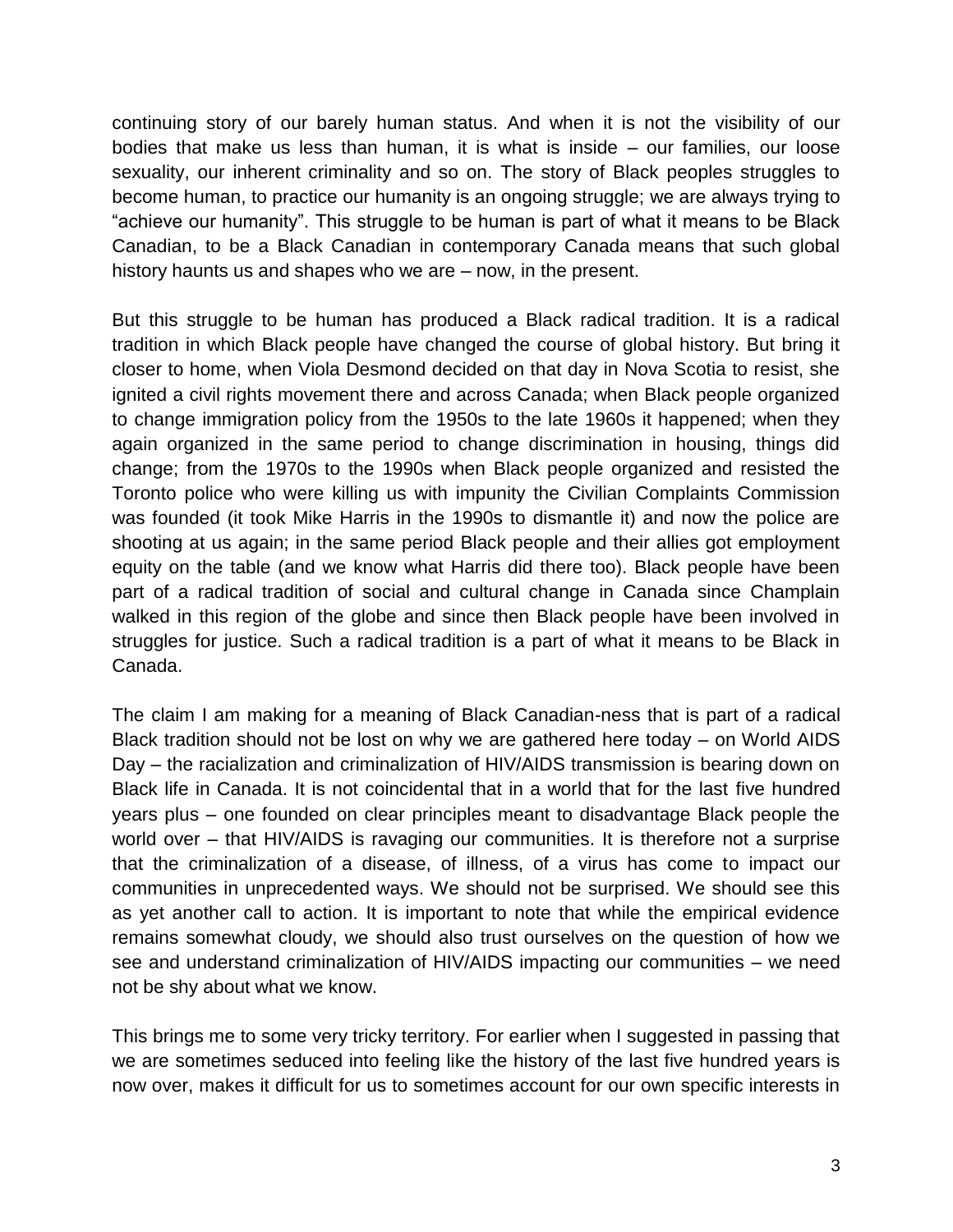continuing story of our barely human status. And when it is not the visibility of our bodies that make us less than human, it is what is inside – our families, our loose sexuality, our inherent criminality and so on. The story of Black peoples struggles to become human, to practice our humanity is an ongoing struggle; we are always trying to "achieve our humanity". This struggle to be human is part of what it means to be Black Canadian, to be a Black Canadian in contemporary Canada means that such global history haunts us and shapes who we are – now, in the present.

But this struggle to be human has produced a Black radical tradition. It is a radical tradition in which Black people have changed the course of global history. But bring it closer to home, when Viola Desmond decided on that day in Nova Scotia to resist, she ignited a civil rights movement there and across Canada; when Black people organized to change immigration policy from the 1950s to the late 1960s it happened; when they again organized in the same period to change discrimination in housing, things did change; from the 1970s to the 1990s when Black people organized and resisted the Toronto police who were killing us with impunity the Civilian Complaints Commission was founded (it took Mike Harris in the 1990s to dismantle it) and now the police are shooting at us again; in the same period Black people and their allies got employment equity on the table (and we know what Harris did there too). Black people have been part of a radical tradition of social and cultural change in Canada since Champlain walked in this region of the globe and since then Black people have been involved in struggles for justice. Such a radical tradition is a part of what it means to be Black in Canada.

The claim I am making for a meaning of Black Canadian-ness that is part of a radical Black tradition should not be lost on why we are gathered here today – on World AIDS Day – the racialization and criminalization of HIV/AIDS transmission is bearing down on Black life in Canada. It is not coincidental that in a world that for the last five hundred years plus – one founded on clear principles meant to disadvantage Black people the world over – that HIV/AIDS is ravaging our communities. It is therefore not a surprise that the criminalization of a disease, of illness, of a virus has come to impact our communities in unprecedented ways. We should not be surprised. We should see this as yet another call to action. It is important to note that while the empirical evidence remains somewhat cloudy, we should also trust ourselves on the question of how we see and understand criminalization of HIV/AIDS impacting our communities – we need not be shy about what we know.

This brings me to some very tricky territory. For earlier when I suggested in passing that we are sometimes seduced into feeling like the history of the last five hundred years is now over, makes it difficult for us to sometimes account for our own specific interests in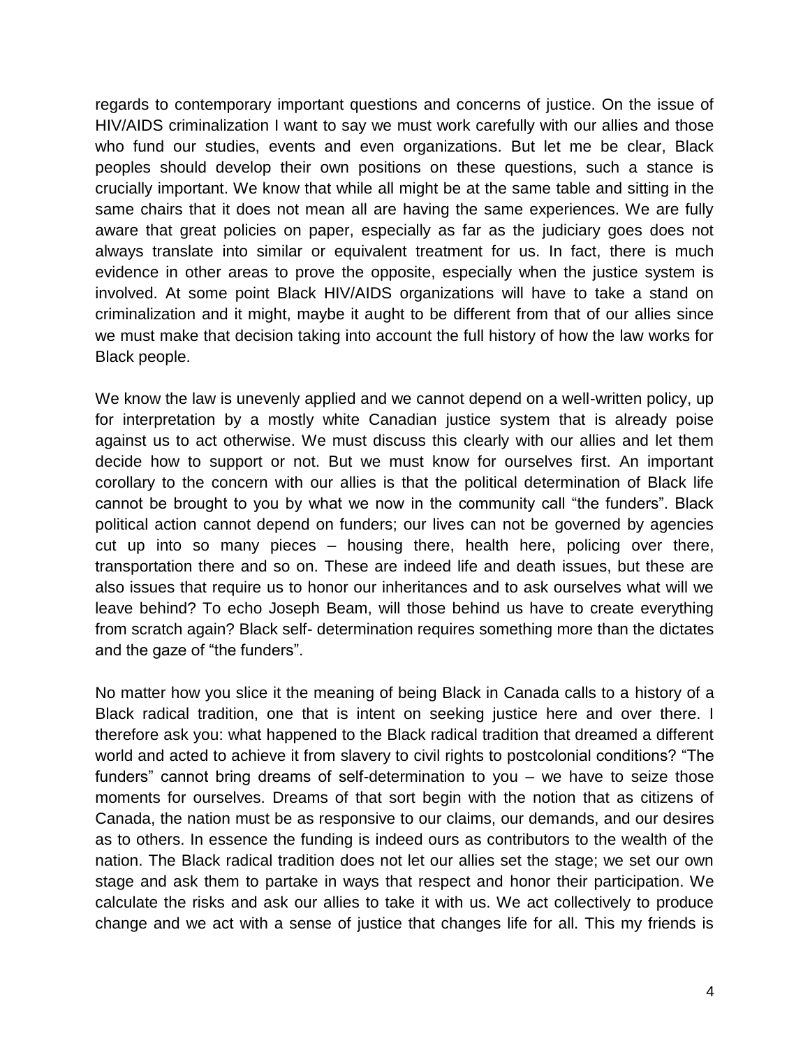regards to contemporary important questions and concerns of justice. On the issue of HIV/AIDS criminalization I want to say we must work carefully with our allies and those who fund our studies, events and even organizations. But let me be clear, Black peoples should develop their own positions on these questions, such a stance is crucially important. We know that while all might be at the same table and sitting in the same chairs that it does not mean all are having the same experiences. We are fully aware that great policies on paper, especially as far as the judiciary goes does not always translate into similar or equivalent treatment for us. In fact, there is much evidence in other areas to prove the opposite, especially when the justice system is involved. At some point Black HIV/AIDS organizations will have to take a stand on criminalization and it might, maybe it aught to be different from that of our allies since we must make that decision taking into account the full history of how the law works for Black people.

We know the law is unevenly applied and we cannot depend on a well-written policy, up for interpretation by a mostly white Canadian justice system that is already poise against us to act otherwise. We must discuss this clearly with our allies and let them decide how to support or not. But we must know for ourselves first. An important corollary to the concern with our allies is that the political determination of Black life cannot be brought to you by what we now in the community call "the funders". Black political action cannot depend on funders; our lives can not be governed by agencies cut up into so many pieces – housing there, health here, policing over there, transportation there and so on. These are indeed life and death issues, but these are also issues that require us to honor our inheritances and to ask ourselves what will we leave behind? To echo Joseph Beam, will those behind us have to create everything from scratch again? Black self- determination requires something more than the dictates and the gaze of "the funders".

No matter how you slice it the meaning of being Black in Canada calls to a history of a Black radical tradition, one that is intent on seeking justice here and over there. I therefore ask you: what happened to the Black radical tradition that dreamed a different world and acted to achieve it from slavery to civil rights to postcolonial conditions? "The funders" cannot bring dreams of self-determination to you – we have to seize those moments for ourselves. Dreams of that sort begin with the notion that as citizens of Canada, the nation must be as responsive to our claims, our demands, and our desires as to others. In essence the funding is indeed ours as contributors to the wealth of the nation. The Black radical tradition does not let our allies set the stage; we set our own stage and ask them to partake in ways that respect and honor their participation. We calculate the risks and ask our allies to take it with us. We act collectively to produce change and we act with a sense of justice that changes life for all. This my friends is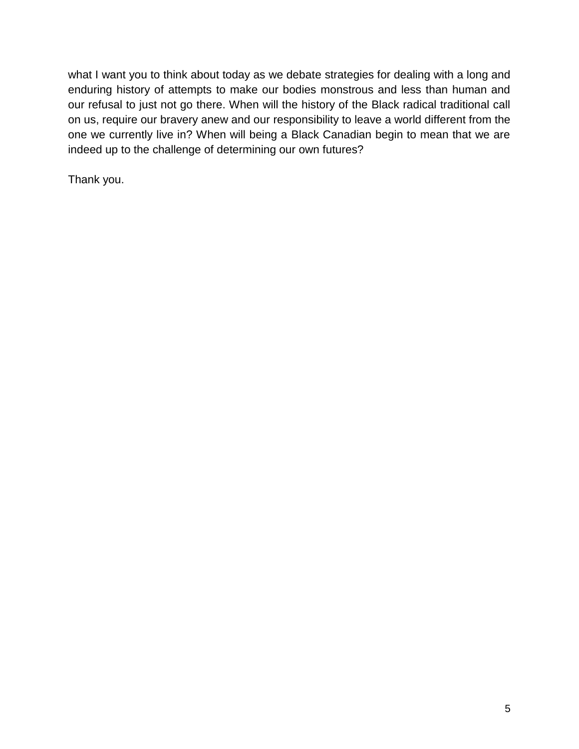what I want you to think about today as we debate strategies for dealing with a long and enduring history of attempts to make our bodies monstrous and less than human and our refusal to just not go there. When will the history of the Black radical traditional call on us, require our bravery anew and our responsibility to leave a world different from the one we currently live in? When will being a Black Canadian begin to mean that we are indeed up to the challenge of determining our own futures?

Thank you.